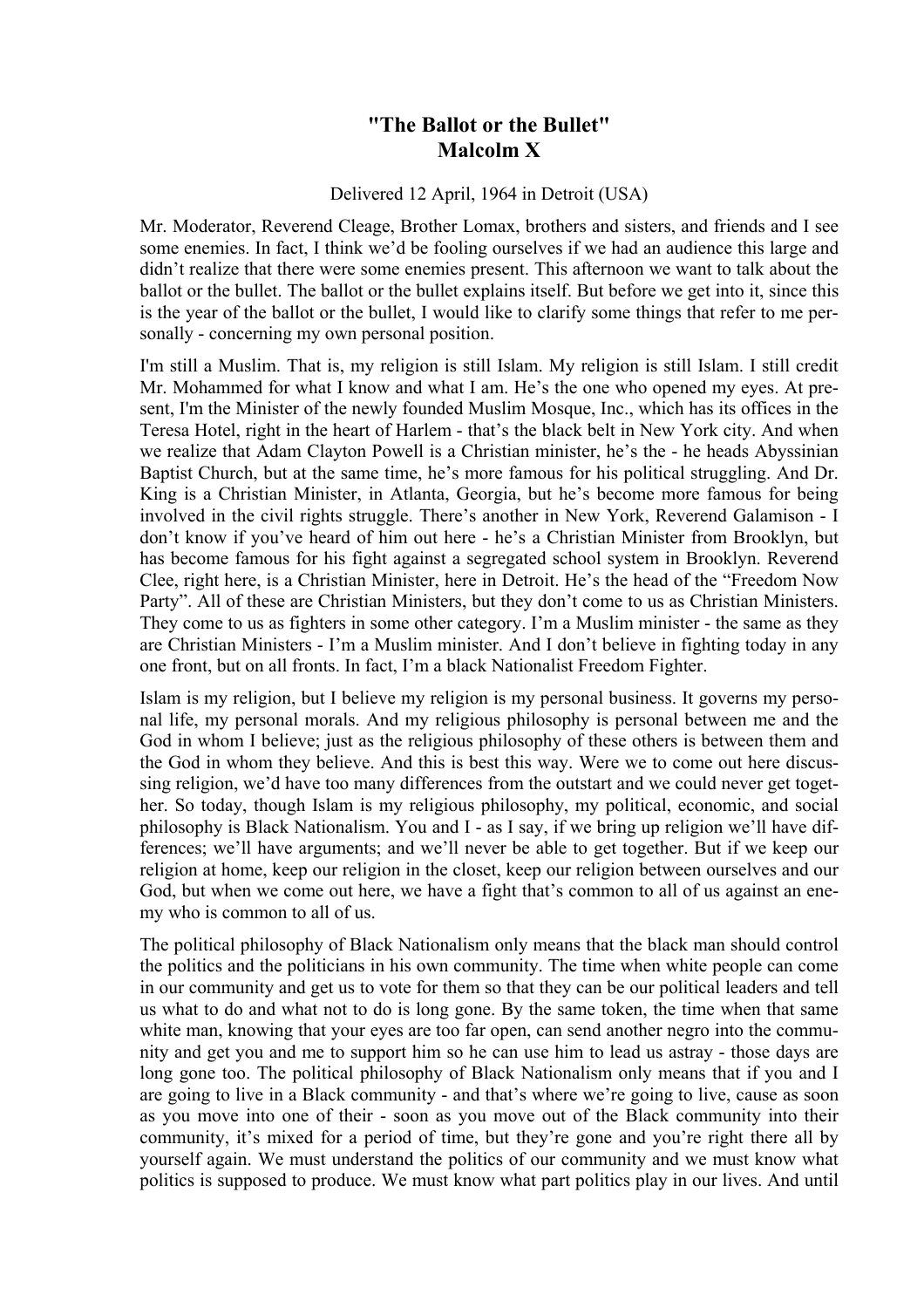# "The Ballot or the Bullet"
# Malcolm X

Delivered 12 April, 1964 in Detroit (USA)

Mr. Moderator, Reverend Cleage, Brother Lomax, brothers and sisters, and friends and I see some enemies. In fact, I think we'd be fooling ourselves if we had an audience this large and didn't realize that there were some enemies present. This afternoon we want to talk about the ballot or the bullet. The ballot or the bullet explains itself. But before we get into it, since this is the year of the ballot or the bullet, I would like to clarify some things that refer to me personally - concerning my own personal position.

I'm still a Muslim. That is, my religion is still Islam. My religion is still Islam. I still credit Mr. Mohammed for what I know and what I am. He's the one who opened my eyes. At present, I'm the Minister of the newly founded Muslim Mosque, Inc., which has its offices in the Teresa Hotel, right in the heart of Harlem - that's the black belt in New York city. And when we realize that Adam Clayton Powell is a Christian minister, he's the - he heads Abyssinian Baptist Church, but at the same time, he's more famous for his political struggling. And Dr. King is a Christian Minister, in Atlanta, Georgia, but he's become more famous for being involved in the civil rights struggle. There's another in New York, Reverend Galamison - I don't know if you've heard of him out here - he's a Christian Minister from Brooklyn, but has become famous for his fight against a segregated school system in Brooklyn. Reverend Clee, right here, is a Christian Minister, here in Detroit. He's the head of the "Freedom Now Party". All of these are Christian Ministers, but they don't come to us as Christian Ministers. They come to us as fighters in some other category. I'm a Muslim minister - the same as they are Christian Ministers - I'm a Muslim minister. And I don't believe in fighting today in any one front, but on all fronts. In fact, I'm a black Nationalist Freedom Fighter.

Islam is my religion, but I believe my religion is my personal business. It governs my personal life, my personal morals. And my religious philosophy is personal between me and the God in whom I believe; just as the religious philosophy of these others is between them and the God in whom they believe. And this is best this way. Were we to come out here discussing religion, we'd have too many differences from the outstart and we could never get together. So today, though Islam is my religious philosophy, my political, economic, and social philosophy is Black Nationalism. You and I - as I say, if we bring up religion we'll have differences; we'll have arguments; and we'll never be able to get together. But if we keep our religion at home, keep our religion in the closet, keep our religion between ourselves and our God, but when we come out here, we have a fight that's common to all of us against an enemy who is common to all of us.

The political philosophy of Black Nationalism only means that the black man should control the politics and the politicians in his own community. The time when white people can come in our community and get us to vote for them so that they can be our political leaders and tell us what to do and what not to do is long gone. By the same token, the time when that same white man, knowing that your eyes are too far open, can send another negro into the community and get you and me to support him so he can use him to lead us astray - those days are long gone too. The political philosophy of Black Nationalism only means that if you and I are going to live in a Black community - and that's where we're going to live, cause as soon as you move into one of their - soon as you move out of the Black community into their community, it's mixed for a period of time, but they're gone and you're right there all by yourself again. We must understand the politics of our community and we must know what politics is supposed to produce. We must know what part politics play in our lives. And until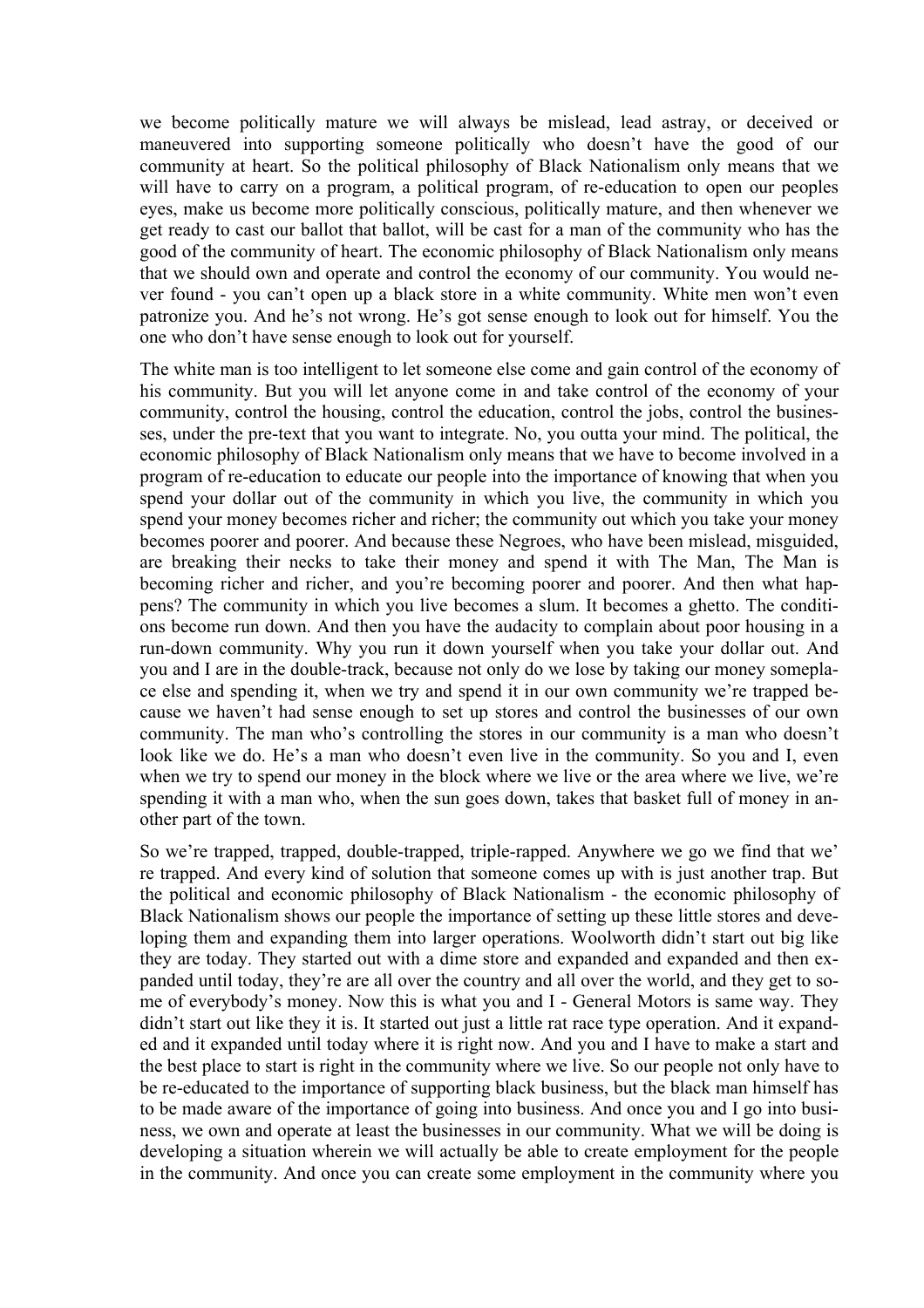we become politically mature we will always be mislead, lead astray, or deceived or maneuvered into supporting someone politically who doesn't have the good of our community at heart. So the political philosophy of Black Nationalism only means that we will have to carry on a program, a political program, of re-education to open our peoples eyes, make us become more politically conscious, politically mature, and then whenever we get ready to cast our ballot that ballot, will be cast for a man of the community who has the good of the community of heart. The economic philosophy of Black Nationalism only means that we should own and operate and control the economy of our community. You would never found - you can't open up a black store in a white community. White men won't even patronize you. And he's not wrong. He's got sense enough to look out for himself. You the one who don't have sense enough to look out for yourself.

The white man is too intelligent to let someone else come and gain control of the economy of his community. But you will let anyone come in and take control of the economy of your community, control the housing, control the education, control the jobs, control the businesses, under the pre-text that you want to integrate. No, you outta your mind. The political, the economic philosophy of Black Nationalism only means that we have to become involved in a program of re-education to educate our people into the importance of knowing that when you spend your dollar out of the community in which you live, the community in which you spend your money becomes richer and richer; the community out which you take your money becomes poorer and poorer. And because these Negroes, who have been mislead, misguided, are breaking their necks to take their money and spend it with The Man, The Man is becoming richer and richer, and you're becoming poorer and poorer. And then what happens? The community in which you live becomes a slum. It becomes a ghetto. The conditions become run down. And then you have the audacity to complain about poor housing in a run-down community. Why you run it down yourself when you take your dollar out. And you and I are in the double-track, because not only do we lose by taking our money someplace else and spending it, when we try and spend it in our own community we're trapped because we haven't had sense enough to set up stores and control the businesses of our own community. The man who's controlling the stores in our community is a man who doesn't look like we do. He's a man who doesn't even live in the community. So you and I, even when we try to spend our money in the block where we live or the area where we live, we're spending it with a man who, when the sun goes down, takes that basket full of money in another part of the town.

So we're trapped, trapped, double-trapped, triple-rapped. Anywhere we go we find that we're trapped. And every kind of solution that someone comes up with is just another trap. But the political and economic philosophy of Black Nationalism - the economic philosophy of Black Nationalism shows our people the importance of setting up these little stores and developing them and expanding them into larger operations. Woolworth didn't start out big like they are today. They started out with a dime store and expanded and expanded and then expanded until today, they're are all over the country and all over the world, and they get to some of everybody's money. Now this is what you and I - General Motors is same way. They didn't start out like they it is. It started out just a little rat race type operation. And it expanded and it expanded until today where it is right now. And you and I have to make a start and the best place to start is right in the community where we live. So our people not only have to be re-educated to the importance of supporting black business, but the black man himself has to be made aware of the importance of going into business. And once you and I go into business, we own and operate at least the businesses in our community. What we will be doing is developing a situation wherein we will actually be able to create employment for the people in the community. And once you can create some employment in the community where you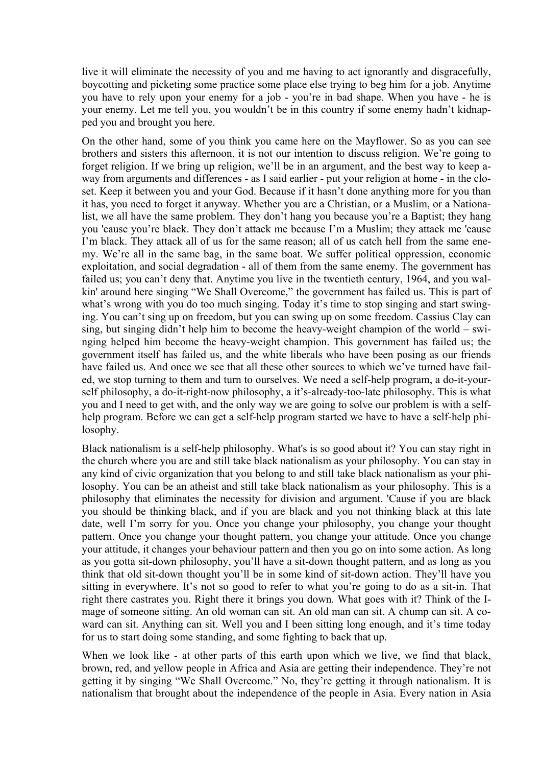live it will eliminate the necessity of you and me having to act ignorantly and disgracefully, boycotting and picketing some practice some place else trying to beg him for a job. Anytime you have to rely upon your enemy for a job - you're in bad shape. When you have - he is your enemy. Let me tell you, you wouldn't be in this country if some enemy hadn't kidnapped you and brought you here.

On the other hand, some of you think you came here on the Mayflower. So as you can see brothers and sisters this afternoon, it is not our intention to discuss religion. We're going to forget religion. If we bring up religion, we'll be in an argument, and the best way to keep away from arguments and differences - as I said earlier - put your religion at home - in the closet. Keep it between you and your God. Because if it hasn't done anything more for you than it has, you need to forget it anyway. Whether you are a Christian, or a Muslim, or a Nationalist, we all have the same problem. They don't hang you because you're a Baptist; they hang you 'cause you're black. They don't attack me because I'm a Muslim; they attack me 'cause I'm black. They attack all of us for the same reason; all of us catch hell from the same enemy. We're all in the same bag, in the same boat. We suffer political oppression, economic exploitation, and social degradation - all of them from the same enemy. The government has failed us; you can't deny that. Anytime you live in the twentieth century, 1964, and you walkin' around here singing "We Shall Overcome," the government has failed us. This is part of what's wrong with you do too much singing. Today it's time to stop singing and start swinging. You can't sing up on freedom, but you can swing up on some freedom. Cassius Clay can sing, but singing didn't help him to become the heavy-weight champion of the world – swinging helped him become the heavy-weight champion. This government has failed us; the government itself has failed us, and the white liberals who have been posing as our friends have failed us. And once we see that all these other sources to which we've turned have failed, we stop turning to them and turn to ourselves. We need a self-help program, a do-it-yourself philosophy, a do-it-right-now philosophy, a it's-already-too-late philosophy. This is what you and I need to get with, and the only way we are going to solve our problem is with a self-help program. Before we can get a self-help program started we have to have a self-help philosophy.

Black nationalism is a self-help philosophy. What's is so good about it? You can stay right in the church where you are and still take black nationalism as your philosophy. You can stay in any kind of civic organization that you belong to and still take black nationalism as your philosophy. You can be an atheist and still take black nationalism as your philosophy. This is a philosophy that eliminates the necessity for division and argument. 'Cause if you are black you should be thinking black, and if you are black and you not thinking black at this late date, well I'm sorry for you. Once you change your philosophy, you change your thought pattern. Once you change your thought pattern, you change your attitude. Once you change your attitude, it changes your behaviour pattern and then you go on into some action. As long as you gotta sit-down philosophy, you'll have a sit-down thought pattern, and as long as you think that old sit-down thought you'll be in some kind of sit-down action. They'll have you sitting in everywhere. It's not so good to refer to what you're going to do as a sit-in. That right there castrates you. Right there it brings you down. What goes with it? Think of the Image of someone sitting. An old woman can sit. An old man can sit. A chump can sit. A coward can sit. Anything can sit. Well you and I been sitting long enough, and it's time today for us to start doing some standing, and some fighting to back that up.

When we look like - at other parts of this earth upon which we live, we find that black, brown, red, and yellow people in Africa and Asia are getting their independence. They're not getting it by singing "We Shall Overcome." No, they're getting it through nationalism. It is nationalism that brought about the independence of the people in Asia. Every nation in Asia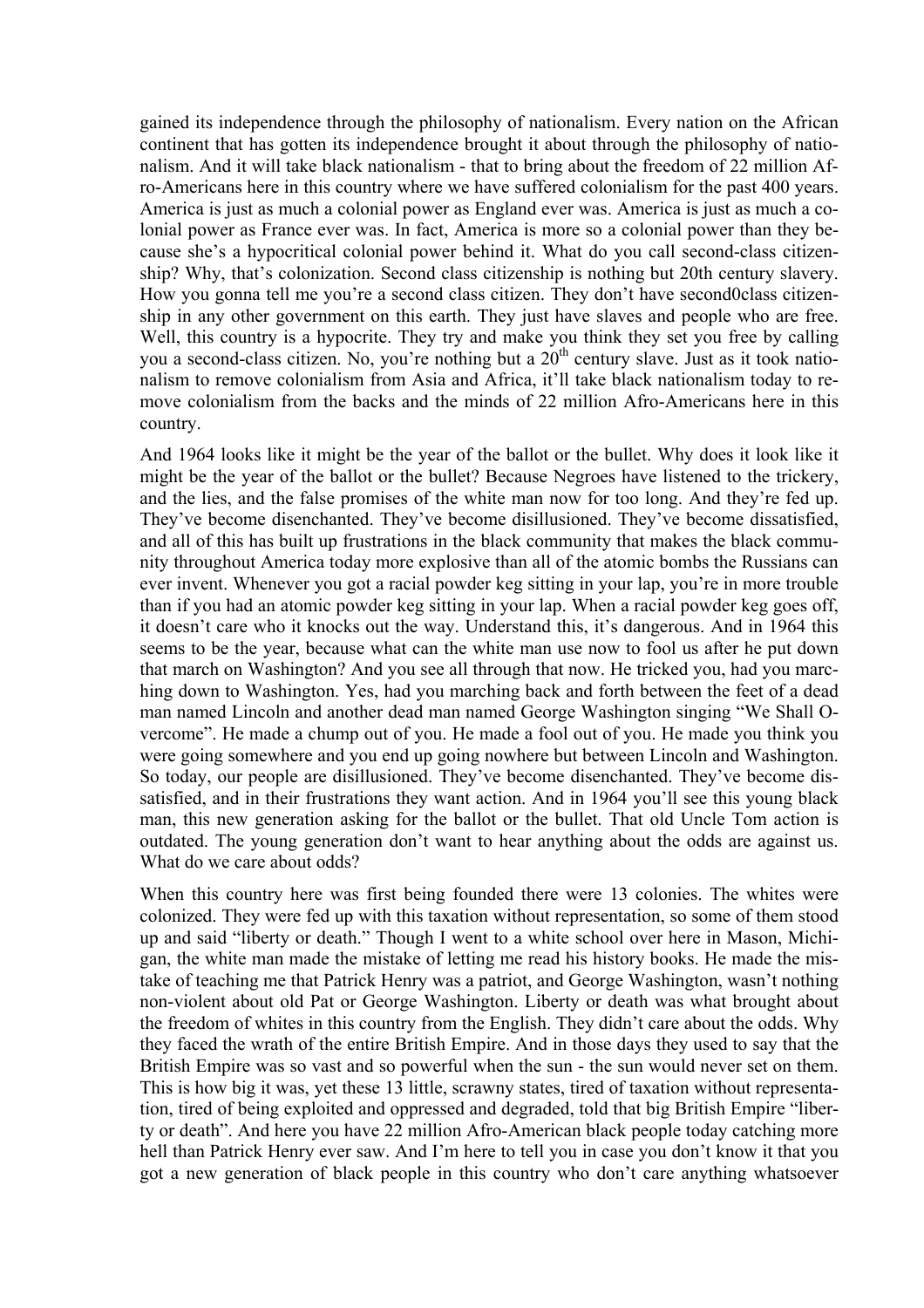gained its independence through the philosophy of nationalism. Every nation on the African continent that has gotten its independence brought it about through the philosophy of nationalism. And it will take black nationalism - that to bring about the freedom of 22 million Afro-Americans here in this country where we have suffered colonialism for the past 400 years. America is just as much a colonial power as England ever was. America is just as much a colonial power as France ever was. In fact, America is more so a colonial power than they because she's a hypocritical colonial power behind it. What do you call second-class citizenship? Why, that's colonization. Second class citizenship is nothing but 20th century slavery. How you gonna tell me you're a second class citizen. They don't have second0class citizenship in any other government on this earth. They just have slaves and people who are free. Well, this country is a hypocrite. They try and make you think they set you free by calling you a second-class citizen. No, you're nothing but a 20th century slave. Just as it took nationalism to remove colonialism from Asia and Africa, it'll take black nationalism today to remove colonialism from the backs and the minds of 22 million Afro-Americans here in this country.

And 1964 looks like it might be the year of the ballot or the bullet. Why does it look like it might be the year of the ballot or the bullet? Because Negroes have listened to the trickery, and the lies, and the false promises of the white man now for too long. And they're fed up. They've become disenchanted. They've become disillusioned. They've become dissatisfied, and all of this has built up frustrations in the black community that makes the black community throughout America today more explosive than all of the atomic bombs the Russians can ever invent. Whenever you got a racial powder keg sitting in your lap, you're in more trouble than if you had an atomic powder keg sitting in your lap. When a racial powder keg goes off, it doesn't care who it knocks out the way. Understand this, it's dangerous. And in 1964 this seems to be the year, because what can the white man use now to fool us after he put down that march on Washington? And you see all through that now. He tricked you, had you marching down to Washington. Yes, had you marching back and forth between the feet of a dead man named Lincoln and another dead man named George Washington singing "We Shall Overcome". He made a chump out of you. He made a fool out of you. He made you think you were going somewhere and you end up going nowhere but between Lincoln and Washington. So today, our people are disillusioned. They've become disenchanted. They've become dissatisfied, and in their frustrations they want action. And in 1964 you'll see this young black man, this new generation asking for the ballot or the bullet. That old Uncle Tom action is outdated. The young generation don't want to hear anything about the odds are against us. What do we care about odds?

When this country here was first being founded there were 13 colonies. The whites were colonized. They were fed up with this taxation without representation, so some of them stood up and said "liberty or death." Though I went to a white school over here in Mason, Michigan, the white man made the mistake of letting me read his history books. He made the mistake of teaching me that Patrick Henry was a patriot, and George Washington, wasn't nothing non-violent about old Pat or George Washington. Liberty or death was what brought about the freedom of whites in this country from the English. They didn't care about the odds. Why they faced the wrath of the entire British Empire. And in those days they used to say that the British Empire was so vast and so powerful when the sun - the sun would never set on them. This is how big it was, yet these 13 little, scrawny states, tired of taxation without representation, tired of being exploited and oppressed and degraded, told that big British Empire "liberty or death". And here you have 22 million Afro-American black people today catching more hell than Patrick Henry ever saw. And I'm here to tell you in case you don't know it that you got a new generation of black people in this country who don't care anything whatsoever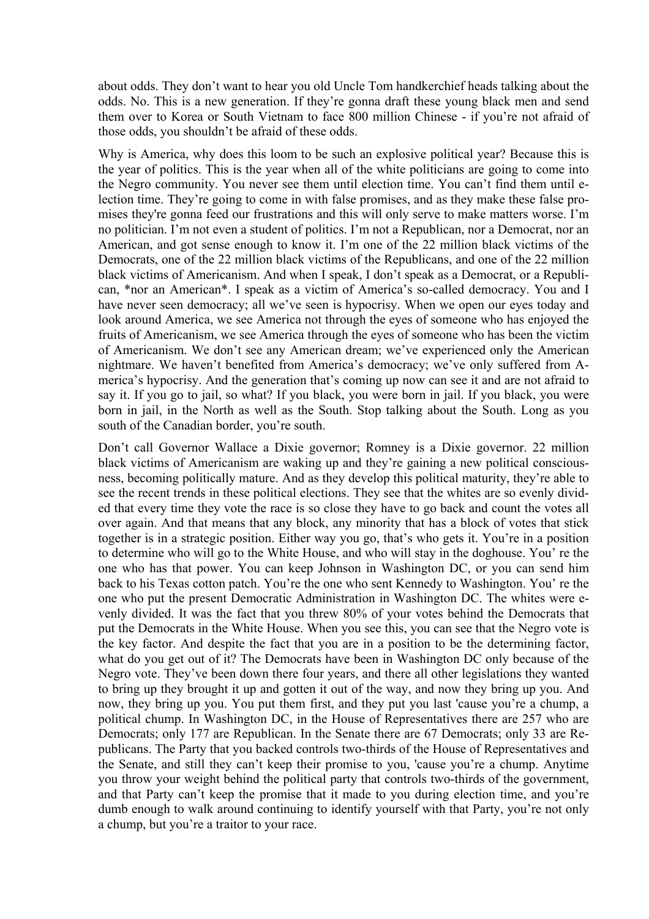about odds. They don't want to hear you old Uncle Tom handkerchief heads talking about the odds. No. This is a new generation. If they're gonna draft these young black men and send them over to Korea or South Vietnam to face 800 million Chinese - if you're not afraid of those odds, you shouldn't be afraid of these odds.

Why is America, why does this loom to be such an explosive political year? Because this is the year of politics. This is the year when all of the white politicians are going to come into the Negro community. You never see them until election time. You can't find them until election time. They're going to come in with false promises, and as they make these false promises they're gonna feed our frustrations and this will only serve to make matters worse. I'm no politician. I'm not even a student of politics. I'm not a Republican, nor a Democrat, nor an American, and got sense enough to know it. I'm one of the 22 million black victims of the Democrats, one of the 22 million black victims of the Republicans, and one of the 22 million black victims of Americanism. And when I speak, I don't speak as a Democrat, or a Republican, *nor an American*. I speak as a victim of America's so-called democracy. You and I have never seen democracy; all we've seen is hypocrisy. When we open our eyes today and look around America, we see America not through the eyes of someone who has enjoyed the fruits of Americanism, we see America through the eyes of someone who has been the victim of Americanism. We don't see any American dream; we've experienced only the American nightmare. We haven't benefited from America's democracy; we've only suffered from America's hypocrisy. And the generation that's coming up now can see it and are not afraid to say it. If you go to jail, so what? If you black, you were born in jail. If you black, you were born in jail, in the North as well as the South. Stop talking about the South. Long as you south of the Canadian border, you're south.

Don't call Governor Wallace a Dixie governor; Romney is a Dixie governor. 22 million black victims of Americanism are waking up and they're gaining a new political consciousness, becoming politically mature. And as they develop this political maturity, they're able to see the recent trends in these political elections. They see that the whites are so evenly divided that every time they vote the race is so close they have to go back and count the votes all over again. And that means that any block, any minority that has a block of votes that stick together is in a strategic position. Either way you go, that's who gets it. You're in a position to determine who will go to the White House, and who will stay in the doghouse. You' re the one who has that power. You can keep Johnson in Washington DC, or you can send him back to his Texas cotton patch. You're the one who sent Kennedy to Washington. You' re the one who put the present Democratic Administration in Washington DC. The whites were evenly divided. It was the fact that you threw 80% of your votes behind the Democrats that put the Democrats in the White House. When you see this, you can see that the Negro vote is the key factor. And despite the fact that you are in a position to be the determining factor, what do you get out of it? The Democrats have been in Washington DC only because of the Negro vote. They've been down there four years, and there all other legislations they wanted to bring up they brought it up and gotten it out of the way, and now they bring up you. And now, they bring up you. You put them first, and they put you last 'cause you're a chump, a political chump. In Washington DC, in the House of Representatives there are 257 who are Democrats; only 177 are Republican. In the Senate there are 67 Democrats; only 33 are Republicans. The Party that you backed controls two-thirds of the House of Representatives and the Senate, and still they can't keep their promise to you, 'cause you're a chump. Anytime you throw your weight behind the political party that controls two-thirds of the government, and that Party can't keep the promise that it made to you during election time, and you're dumb enough to walk around continuing to identify yourself with that Party, you're not only a chump, but you're a traitor to your race.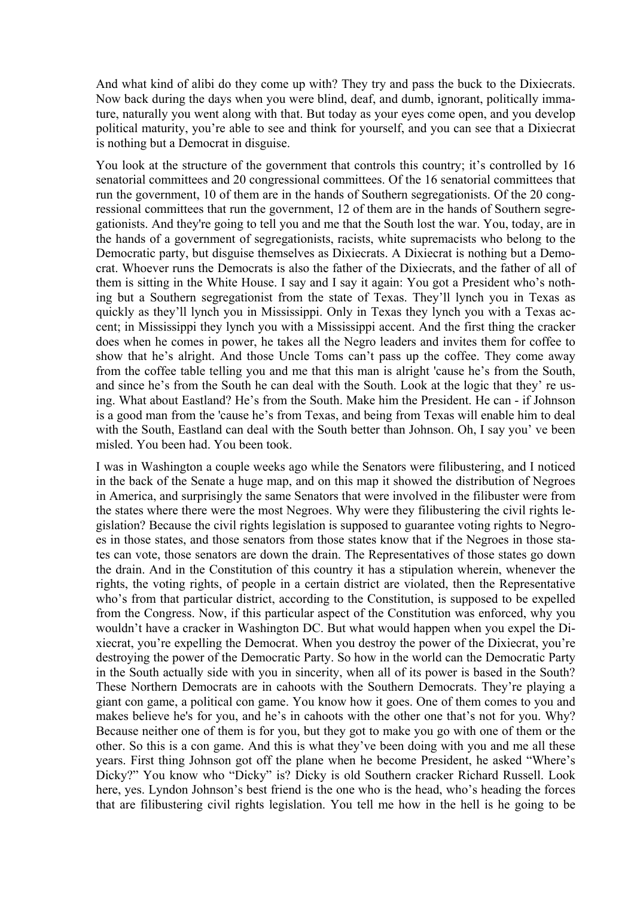And what kind of alibi do they come up with? They try and pass the buck to the Dixiecrats. Now back during the days when you were blind, deaf, and dumb, ignorant, politically immature, naturally you went along with that. But today as your eyes come open, and you develop political maturity, you're able to see and think for yourself, and you can see that a Dixiecrat is nothing but a Democrat in disguise.

You look at the structure of the government that controls this country; it's controlled by 16 senatorial committees and 20 congressional committees. Of the 16 senatorial committees that run the government, 10 of them are in the hands of Southern segregationists. Of the 20 congressional committees that run the government, 12 of them are in the hands of Southern segregationists. And they're going to tell you and me that the South lost the war. You, today, are in the hands of a government of segregationists, racists, white supremacists who belong to the Democratic party, but disguise themselves as Dixiecrats. A Dixiecrat is nothing but a Democrat. Whoever runs the Democrats is also the father of the Dixiecrats, and the father of all of them is sitting in the White House. I say and I say it again: You got a President who's nothing but a Southern segregationist from the state of Texas. They'll lynch you in Texas as quickly as they'll lynch you in Mississippi. Only in Texas they lynch you with a Texas accent; in Mississippi they lynch you with a Mississippi accent. And the first thing the cracker does when he comes in power, he takes all the Negro leaders and invites them for coffee to show that he's alright. And those Uncle Toms can't pass up the coffee. They come away from the coffee table telling you and me that this man is alright 'cause he's from the South, and since he's from the South he can deal with the South. Look at the logic that they' re using. What about Eastland? He's from the South. Make him the President. He can - if Johnson is a good man from the 'cause he's from Texas, and being from Texas will enable him to deal with the South, Eastland can deal with the South better than Johnson. Oh, I say you' ve been misled. You been had. You been took.

I was in Washington a couple weeks ago while the Senators were filibustering, and I noticed in the back of the Senate a huge map, and on this map it showed the distribution of Negroes in America, and surprisingly the same Senators that were involved in the filibuster were from the states where there were the most Negroes. Why were they filibustering the civil rights legislation? Because the civil rights legislation is supposed to guarantee voting rights to Negroes in those states, and those senators from those states know that if the Negroes in those states can vote, those senators are down the drain. The Representatives of those states go down the drain. And in the Constitution of this country it has a stipulation wherein, whenever the rights, the voting rights, of people in a certain district are violated, then the Representative who's from that particular district, according to the Constitution, is supposed to be expelled from the Congress. Now, if this particular aspect of the Constitution was enforced, why you wouldn't have a cracker in Washington DC. But what would happen when you expel the Dixiecrat, you're expelling the Democrat. When you destroy the power of the Dixiecrat, you're destroying the power of the Democratic Party. So how in the world can the Democratic Party in the South actually side with you in sincerity, when all of its power is based in the South? These Northern Democrats are in cahoots with the Southern Democrats. They're playing a giant con game, a political con game. You know how it goes. One of them comes to you and makes believe he's for you, and he's in cahoots with the other one that's not for you. Why? Because neither one of them is for you, but they got to make you go with one of them or the other. So this is a con game. And this is what they've been doing with you and me all these years. First thing Johnson got off the plane when he become President, he asked "Where's Dicky?" You know who "Dicky" is? Dicky is old Southern cracker Richard Russell. Look here, yes. Lyndon Johnson's best friend is the one who is the head, who's heading the forces that are filibustering civil rights legislation. You tell me how in the hell is he going to be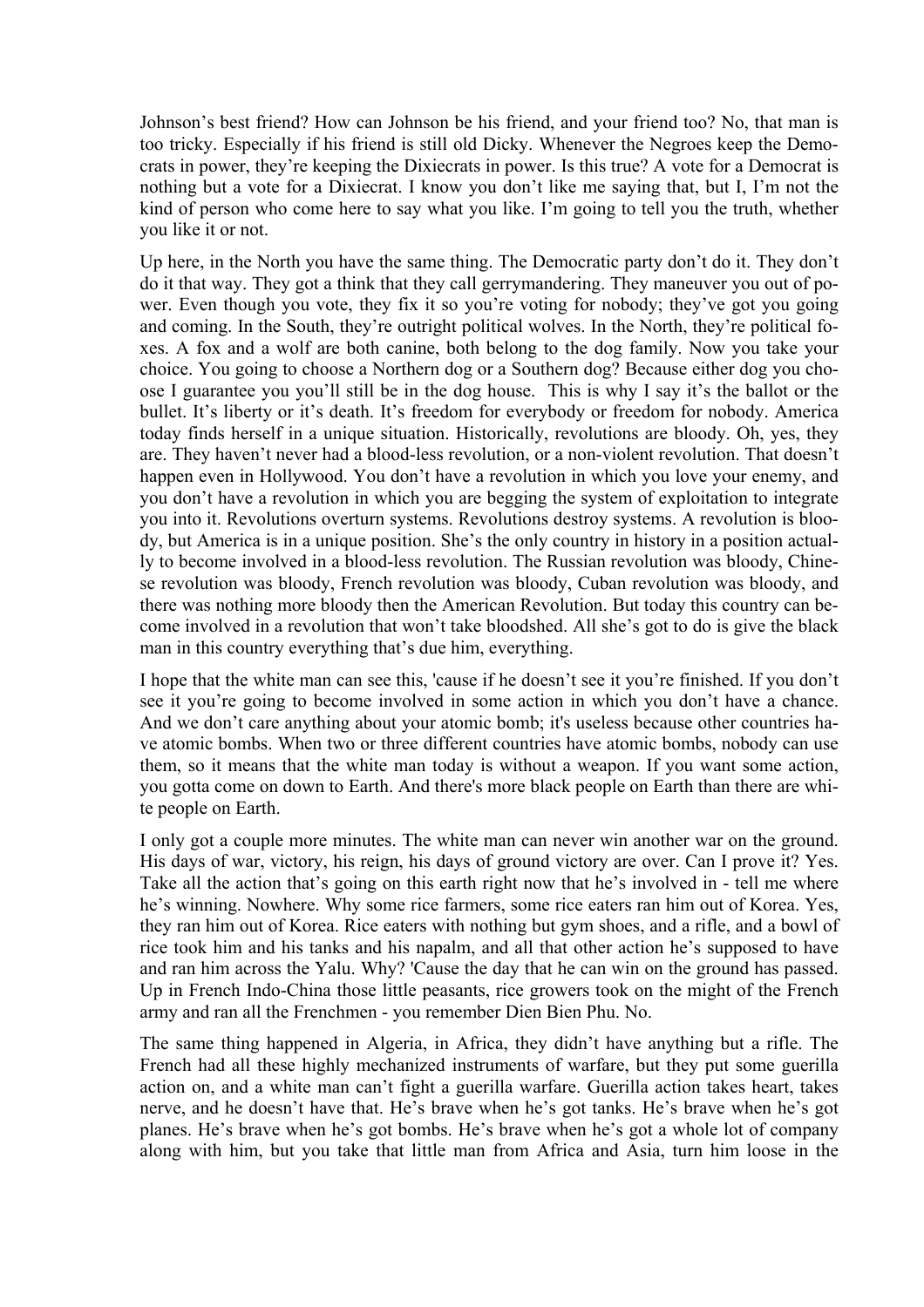Johnson's best friend? How can Johnson be his friend, and your friend too? No, that man is too tricky. Especially if his friend is still old Dicky. Whenever the Negroes keep the Democrats in power, they're keeping the Dixiecrats in power. Is this true? A vote for a Democrat is nothing but a vote for a Dixiecrat. I know you don't like me saying that, but I, I'm not the kind of person who come here to say what you like. I'm going to tell you the truth, whether you like it or not.

Up here, in the North you have the same thing. The Democratic party don't do it. They don't do it that way. They got a think that they call gerrymandering. They maneuver you out of power. Even though you vote, they fix it so you're voting for nobody; they've got you going and coming. In the South, they're outright political wolves. In the North, they're political foxes. A fox and a wolf are both canine, both belong to the dog family. Now you take your choice. You going to choose a Northern dog or a Southern dog? Because either dog you choose I guarantee you you'll still be in the dog house. This is why I say it's the ballot or the bullet. It's liberty or it's death. It's freedom for everybody or freedom for nobody. America today finds herself in a unique situation. Historically, revolutions are bloody. Oh, yes, they are. They haven't never had a blood-less revolution, or a non-violent revolution. That doesn't happen even in Hollywood. You don't have a revolution in which you love your enemy, and you don't have a revolution in which you are begging the system of exploitation to integrate you into it. Revolutions overturn systems. Revolutions destroy systems. A revolution is bloody, but America is in a unique position. She's the only country in history in a position actually to become involved in a blood-less revolution. The Russian revolution was bloody, Chinese revolution was bloody, French revolution was bloody, Cuban revolution was bloody, and there was nothing more bloody then the American Revolution. But today this country can become involved in a revolution that won't take bloodshed. All she's got to do is give the black man in this country everything that's due him, everything.

I hope that the white man can see this, 'cause if he doesn't see it you're finished. If you don't see it you're going to become involved in some action in which you don't have a chance. And we don't care anything about your atomic bomb; it's useless because other countries have atomic bombs. When two or three different countries have atomic bombs, nobody can use them, so it means that the white man today is without a weapon. If you want some action, you gotta come on down to Earth. And there's more black people on Earth than there are white people on Earth.

I only got a couple more minutes. The white man can never win another war on the ground. His days of war, victory, his reign, his days of ground victory are over. Can I prove it? Yes. Take all the action that's going on this earth right now that he's involved in - tell me where he's winning. Nowhere. Why some rice farmers, some rice eaters ran him out of Korea. Yes, they ran him out of Korea. Rice eaters with nothing but gym shoes, and a rifle, and a bowl of rice took him and his tanks and his napalm, and all that other action he's supposed to have and ran him across the Yalu. Why? 'Cause the day that he can win on the ground has passed. Up in French Indo-China those little peasants, rice growers took on the might of the French army and ran all the Frenchmen - you remember Dien Bien Phu. No.

The same thing happened in Algeria, in Africa, they didn't have anything but a rifle. The French had all these highly mechanized instruments of warfare, but they put some guerilla action on, and a white man can't fight a guerilla warfare. Guerilla action takes heart, takes nerve, and he doesn't have that. He's brave when he's got tanks. He's brave when he's got planes. He's brave when he's got bombs. He's brave when he's got a whole lot of company along with him, but you take that little man from Africa and Asia, turn him loose in the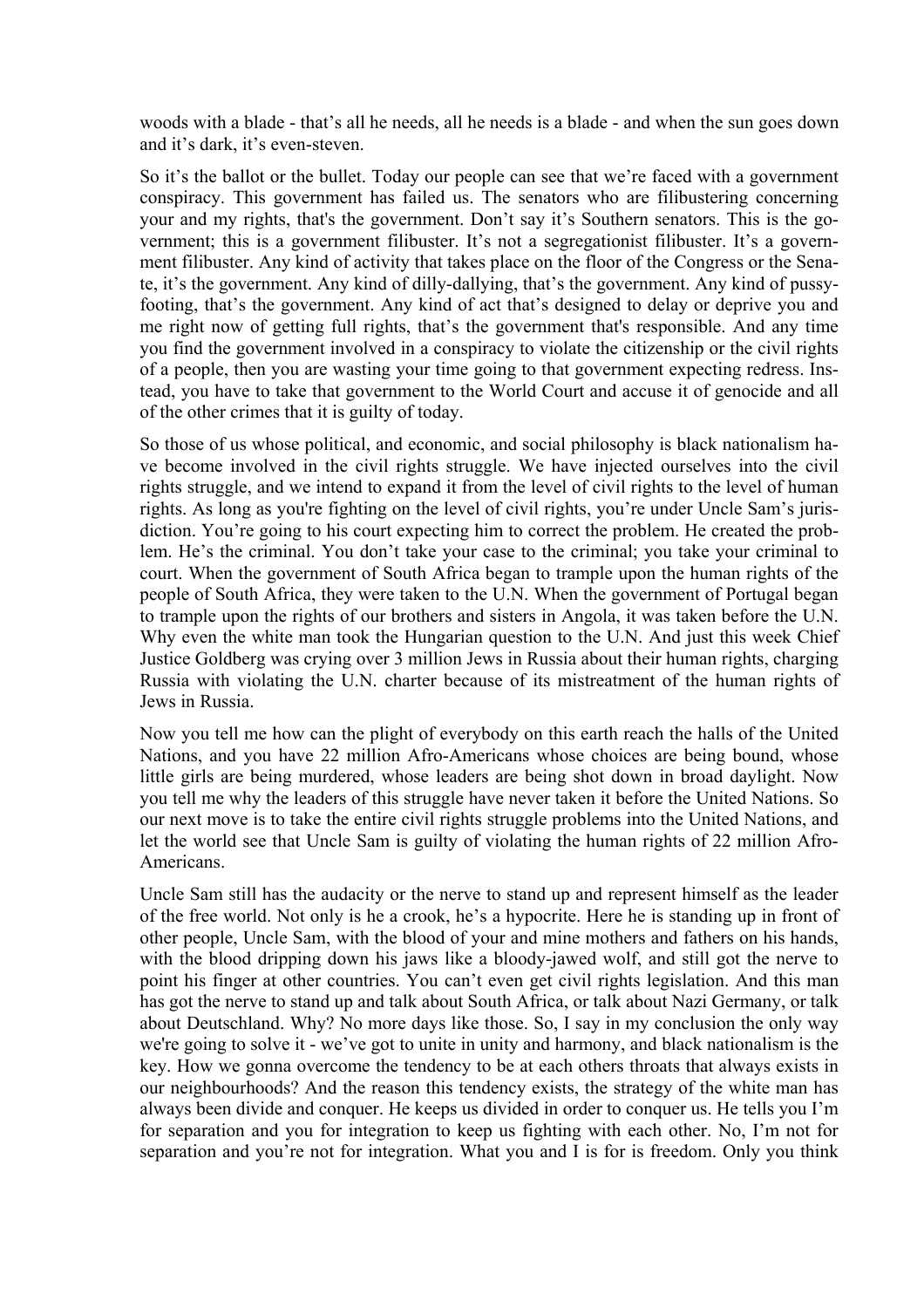woods with a blade - that's all he needs, all he needs is a blade - and when the sun goes down and it's dark, it's even-steven.

So it's the ballot or the bullet. Today our people can see that we're faced with a government conspiracy. This government has failed us. The senators who are filibustering concerning your and my rights, that's the government. Don't say it's Southern senators. This is the government; this is a government filibuster. It's not a segregationist filibuster. It's a government filibuster. Any kind of activity that takes place on the floor of the Congress or the Senate, it's the government. Any kind of dilly-dallying, that's the government. Any kind of pussyfooting, that's the government. Any kind of act that's designed to delay or deprive you and me right now of getting full rights, that's the government that's responsible. And any time you find the government involved in a conspiracy to violate the citizenship or the civil rights of a people, then you are wasting your time going to that government expecting redress. Instead, you have to take that government to the World Court and accuse it of genocide and all of the other crimes that it is guilty of today.

So those of us whose political, and economic, and social philosophy is black nationalism have become involved in the civil rights struggle. We have injected ourselves into the civil rights struggle, and we intend to expand it from the level of civil rights to the level of human rights. As long as you're fighting on the level of civil rights, you're under Uncle Sam's jurisdiction. You're going to his court expecting him to correct the problem. He created the problem. He's the criminal. You don't take your case to the criminal; you take your criminal to court. When the government of South Africa began to trample upon the human rights of the people of South Africa, they were taken to the U.N. When the government of Portugal began to trample upon the rights of our brothers and sisters in Angola, it was taken before the U.N. Why even the white man took the Hungarian question to the U.N. And just this week Chief Justice Goldberg was crying over 3 million Jews in Russia about their human rights, charging Russia with violating the U.N. charter because of its mistreatment of the human rights of Jews in Russia.

Now you tell me how can the plight of everybody on this earth reach the halls of the United Nations, and you have 22 million Afro-Americans whose choices are being bound, whose little girls are being murdered, whose leaders are being shot down in broad daylight. Now you tell me why the leaders of this struggle have never taken it before the United Nations. So our next move is to take the entire civil rights struggle problems into the United Nations, and let the world see that Uncle Sam is guilty of violating the human rights of 22 million Afro-Americans.

Uncle Sam still has the audacity or the nerve to stand up and represent himself as the leader of the free world. Not only is he a crook, he's a hypocrite. Here he is standing up in front of other people, Uncle Sam, with the blood of your and mine mothers and fathers on his hands, with the blood dripping down his jaws like a bloody-jawed wolf, and still got the nerve to point his finger at other countries. You can't even get civil rights legislation. And this man has got the nerve to stand up and talk about South Africa, or talk about Nazi Germany, or talk about Deutschland. Why? No more days like those. So, I say in my conclusion the only way we're going to solve it - we've got to unite in unity and harmony, and black nationalism is the key. How we gonna overcome the tendency to be at each others throats that always exists in our neighbourhoods? And the reason this tendency exists, the strategy of the white man has always been divide and conquer. He keeps us divided in order to conquer us. He tells you I'm for separation and you for integration to keep us fighting with each other. No, I'm not for separation and you're not for integration. What you and I is for is freedom. Only you think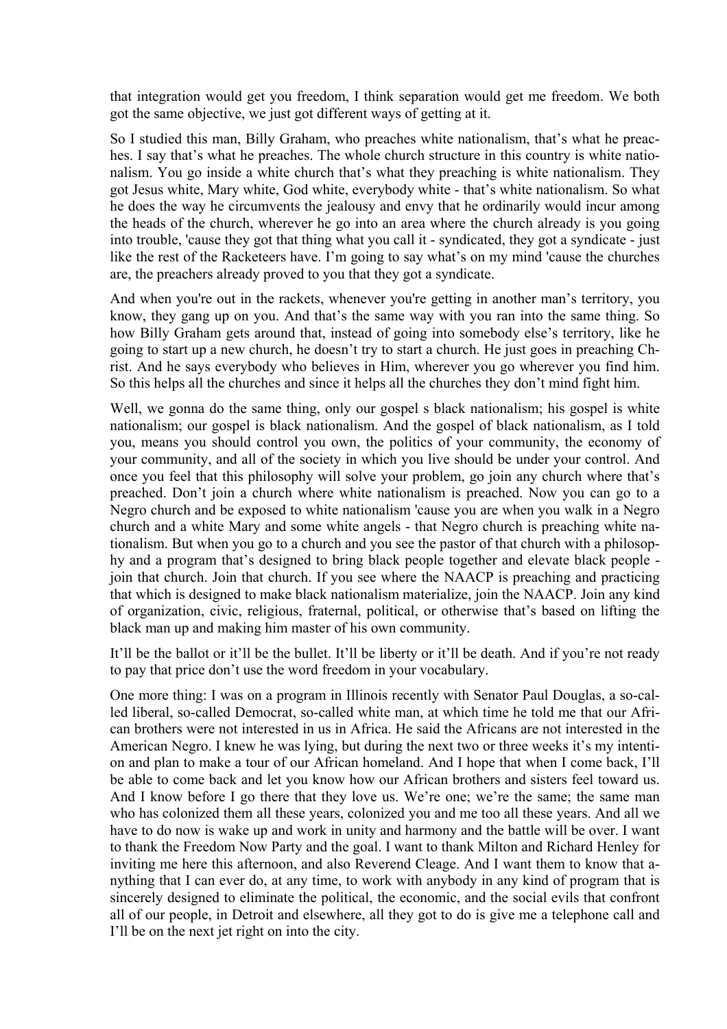that integration would get you freedom, I think separation would get me freedom. We both got the same objective, we just got different ways of getting at it.

So I studied this man, Billy Graham, who preaches white nationalism, that's what he preaches. I say that's what he preaches. The whole church structure in this country is white nationalism. You go inside a white church that's what they preaching is white nationalism. They got Jesus white, Mary white, God white, everybody white - that's white nationalism. So what he does the way he circumvents the jealousy and envy that he ordinarily would incur among the heads of the church, wherever he go into an area where the church already is you going into trouble, 'cause they got that thing what you call it - syndicated, they got a syndicate - just like the rest of the Racketeers have. I'm going to say what's on my mind 'cause the churches are, the preachers already proved to you that they got a syndicate.

And when you're out in the rackets, whenever you're getting in another man's territory, you know, they gang up on you. And that's the same way with you ran into the same thing. So how Billy Graham gets around that, instead of going into somebody else's territory, like he going to start up a new church, he doesn't try to start a church. He just goes in preaching Christ. And he says everybody who believes in Him, wherever you go wherever you find him. So this helps all the churches and since it helps all the churches they don't mind fight him.

Well, we gonna do the same thing, only our gospel s black nationalism; his gospel is white nationalism; our gospel is black nationalism. And the gospel of black nationalism, as I told you, means you should control you own, the politics of your community, the economy of your community, and all of the society in which you live should be under your control. And once you feel that this philosophy will solve your problem, go join any church where that's preached. Don't join a church where white nationalism is preached. Now you can go to a Negro church and be exposed to white nationalism 'cause you are when you walk in a Negro church and a white Mary and some white angels - that Negro church is preaching white nationalism. But when you go to a church and you see the pastor of that church with a philosophy and a program that's designed to bring black people together and elevate black people - join that church. Join that church. If you see where the NAACP is preaching and practicing that which is designed to make black nationalism materialize, join the NAACP. Join any kind of organization, civic, religious, fraternal, political, or otherwise that's based on lifting the black man up and making him master of his own community.

It'll be the ballot or it'll be the bullet. It'll be liberty or it'll be death. And if you're not ready to pay that price don't use the word freedom in your vocabulary.

One more thing: I was on a program in Illinois recently with Senator Paul Douglas, a so-called liberal, so-called Democrat, so-called white man, at which time he told me that our African brothers were not interested in us in Africa. He said the Africans are not interested in the American Negro. I knew he was lying, but during the next two or three weeks it's my intention and plan to make a tour of our African homeland. And I hope that when I come back, I'll be able to come back and let you know how our African brothers and sisters feel toward us. And I know before I go there that they love us. We're one; we're the same; the same man who has colonized them all these years, colonized you and me too all these years. And all we have to do now is wake up and work in unity and harmony and the battle will be over. I want to thank the Freedom Now Party and the goal. I want to thank Milton and Richard Henley for inviting me here this afternoon, and also Reverend Cleage. And I want them to know that anything that I can ever do, at any time, to work with anybody in any kind of program that is sincerely designed to eliminate the political, the economic, and the social evils that confront all of our people, in Detroit and elsewhere, all they got to do is give me a telephone call and I'll be on the next jet right on into the city.